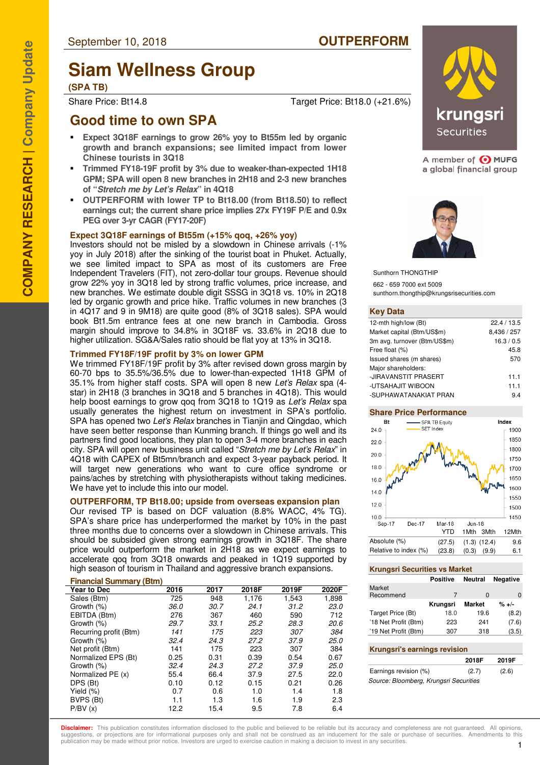September 10, 2018

**OUTPERFORM**

# Siam Wellness Group

**(SPA TB)**

Share Price: Bt14.8 — Target Price: Bt18.0 (+21.6%)

## Good time to own SPA

- **Expect 3Q18F earnings to grow 26% yoy to Bt55m led by organic growth and branch expansions; see limited impact from lower Chinese tourists in 3Q18**
- **Trimmed FY18-19F profit by 3% due to weaker-than-expected 1H18 GPM; SPA will open 8 new branches in 2H18 and 2-3 new branches of "*Stretch me by Let's Relax*" in 4Q18**
- **OUTPERFORM with lower TP to Bt18.00 (from Bt18.50) to reflect earnings cut; the current share price implies 27x FY19F P/E and 0.9x PEG over 3-yr CAGR (FY17-20F)**

### Expect 3Q18F earnings of Bt55m (+15% qoq, +26% yoy)

Investors should not be misled by a slowdown in Chinese arrivals (-1% yoy in July 2018) after the sinking of the tourist boat in Phuket. Actually, we see limited impact to SPA as most of its customers are Free Independent Travelers (FIT), not zero-dollar tour groups. Revenue should grow 22% yoy in 3Q18 led by strong traffic volumes, price increase, and new branches. We estimate double digit SSSG in 3Q18 vs. 10% in 2Q18 led by organic growth and price hike. Traffic volumes in new branches (3 in 4Q17 and 9 in 9M18) are quite good (8% of 3Q18 sales). SPA would book Bt1.5m entrance fees at one new branch in Cambodia. Gross margin should improve to 34.8% in 3Q18F vs. 33.6% in 2Q18 due to higher utilization. SG&A/Sales ratio should be flat yoy at 13% in 3Q18.

### Trimmed FY18F/19F profit by 3% on lower GPM

We trimmed FY18F/19F profit by 3% after revised down gross margin by 60-70 bps to 35.5%/36.5% due to lower-than-expected 1H18 GPM of 35.1% from higher staff costs. SPA will open 8 new *Let's Relax* spa (4-star) in 2H18 (3 branches in 3Q18 and 5 branches in 4Q18). This would help boost earnings to grow qoq from 3Q18 to 1Q19 as *Let's Relax* spa usually generates the highest return on investment in SPA's portfolio. SPA has opened two *Let's Relax* branches in Tianjin and Qingdao, which have seen better response than Kunming branch. If things go well and its partners find good locations, they plan to open 3-4 more branches in each city. SPA will open new business unit called "*Stretch me by Let's Relax*" in 4Q18 with CAPEX of Bt5mn/branch and expect 3-year payback period. It will target new generations who want to cure office syndrome or pains/aches by stretching with physiotherapists without taking medicines. We have yet to include this into our model.

### OUTPERFORM, TP Bt18.00; upside from overseas expansion plan

Our revised TP is based on DCF valuation (8.8% WACC, 4% TG). SPA's share price has underperformed the market by 10% in the past three months due to concerns over a slowdown in Chinese arrivals. This should be subsided given strong earnings growth in 3Q18F. The share price would outperform the market in 2H18 as we expect earnings to accelerate qoq from 3Q18 onwards and peaked in 1Q19 supported by high season of tourism in Thailand and aggressive branch expansions.

**Financial Summary (Btm)**

| Year to Dec | 2016 | 2017 | 2018F | 2019F | 2020F |
|---|---|---|---|---|---|
| Sales (Btm) | 725 | 948 | 1,176 | 1,543 | 1,898 |
| Growth (%) | *36.0* | *30.7* | *24.1* | *31.2* | *23.0* |
| EBITDA (Btm) | 276 | 367 | 460 | 590 | 712 |
| Growth (%) | *29.7* | *33.1* | *25.2* | *28.3* | *20.6* |
| Recurring profit (Btm) | *141* | *175* | *223* | *307* | *384* |
| Growth (%) | *32.4* | *24.3* | *27.2* | *37.9* | *25.0* |
| Net profit (Btm) | 141 | 175 | 223 | 307 | 384 |
| Normalized EPS (Bt) | 0.25 | 0.31 | 0.39 | 0.54 | 0.67 |
| Growth (%) | *32.4* | *24.3* | *27.2* | *37.9* | *25.0* |
| Normalized PE (x) | 55.4 | 66.4 | 37.9 | 27.5 | 22.0 |
| DPS (Bt) | 0.10 | 0.12 | 0.15 | 0.21 | 0.26 |
| Yield (%) | 0.7 | 0.6 | 1.0 | 1.4 | 1.8 |
| BVPS (Bt) | 1.1 | 1.3 | 1.6 | 1.9 | 2.3 |
| P/BV (x) | 12.2 | 15.4 | 9.5 | 7.8 | 6.4 |

Sunthorn THONGTHIP
662 - 659 7000 ext 5009
sunthorn.thongthip@krungsrisecurities.com

**Key Data**

| | |
|---|---|
| 12-mth high/low (Bt) | 22.4 / 13.5 |
| Market capital (Btm/US$m) | 8,436 / 257 |
| 3m avg. turnover (Btm/US$m) | 16.3 / 0.5 |
| Free float (%) | 45.8 |
| Issued shares (m shares) | 570 |
| Major shareholders: | |
| -JIRAVANSTIT PRASERT | 11.1 |
| -UTSAHAJIT WIBOON | 11.1 |
| -SUPHAWATANAKIAT PRAN | 9.4 |

**Share Price Performance**

| | YTD | 1Mth | 3Mth | 12Mth |
|---|---|---|---|---|
| Absolute (%) | (27.5) | (1.3) | (12.4) | 9.6 |
| Relative to index (%) | (23.8) | (0.3) | (9.9) | 6.1 |

**Krungsri Securities vs Market**

| | Positive | Neutral | Negative |
|---|---|---|---|
| Market Recommend | 7 | 0 | 0 |

| | Krungsri | Market | % +/- |
|---|---|---|---|
| Target Price (Bt) | 18.0 | 19.6 | (8.2) |
| '18 Net Profit (Btm) | 223 | 241 | (7.6) |
| '19 Net Profit (Btm) | 307 | 318 | (3.5) |

**Krungsri's earnings revision**

| | 2018F | 2019F |
|---|---|---|
| Earnings revision (%) | (2.7) | (2.6) |

*Source: Bloomberg, Krungsri Securities*

**Disclaimer:** This publication constitutes information disclosed to the public and believed to be reliable but its accuracy and completeness are not guaranteed. All opinions, suggestions, or projections are for informational purposes only and shall not be construed as an inducement for the sale or purchase of securities. Amendments to this publication may be made without prior notice. Investors are urged to exercise caution in making a decision to invest in any securities.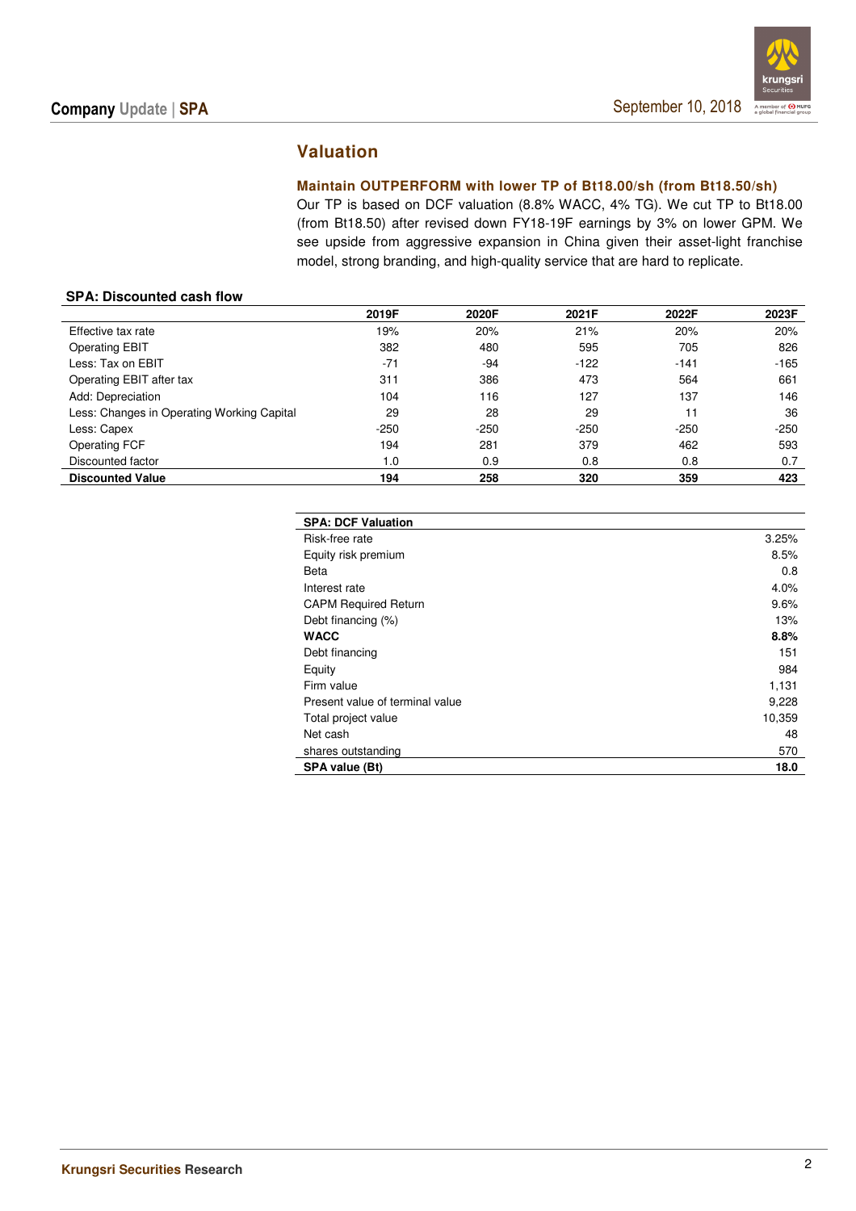## Valuation

**Maintain OUTPERFORM with lower TP of Bt18.00/sh (from Bt18.50/sh)**

Our TP is based on DCF valuation (8.8% WACC, 4% TG). We cut TP to Bt18.00 (from Bt18.50) after revised down FY18-19F earnings by 3% on lower GPM. We see upside from aggressive expansion in China given their asset-light franchise model, strong branding, and high-quality service that are hard to replicate.

**SPA: Discounted cash flow**

| | 2019F | 2020F | 2021F | 2022F | 2023F |
|---|---|---|---|---|---|
| Effective tax rate | 19% | 20% | 21% | 20% | 20% |
| Operating EBIT | 382 | 480 | 595 | 705 | 826 |
| Less: Tax on EBIT | -71 | -94 | -122 | -141 | -165 |
| Operating EBIT after tax | 311 | 386 | 473 | 564 | 661 |
| Add: Depreciation | 104 | 116 | 127 | 137 | 146 |
| Less: Changes in Operating Working Capital | 29 | 28 | 29 | 11 | 36 |
| Less: Capex | -250 | -250 | -250 | -250 | -250 |
| Operating FCF | 194 | 281 | 379 | 462 | 593 |
| Discounted factor | 1.0 | 0.9 | 0.8 | 0.8 | 0.7 |
| **Discounted Value** | **194** | **258** | **320** | **359** | **423** |

| SPA: DCF Valuation | |
|---|---|
| Risk-free rate | 3.25% |
| Equity risk premium | 8.5% |
| Beta | 0.8 |
| Interest rate | 4.0% |
| CAPM Required Return | 9.6% |
| Debt financing (%) | 13% |
| **WACC** | **8.8%** |
| Debt financing | 151 |
| Equity | 984 |
| Firm value | 1,131 |
| Present value of terminal value | 9,228 |
| Total project value | 10,359 |
| Net cash | 48 |
| shares outstanding | 570 |
| **SPA value (Bt)** | **18.0** |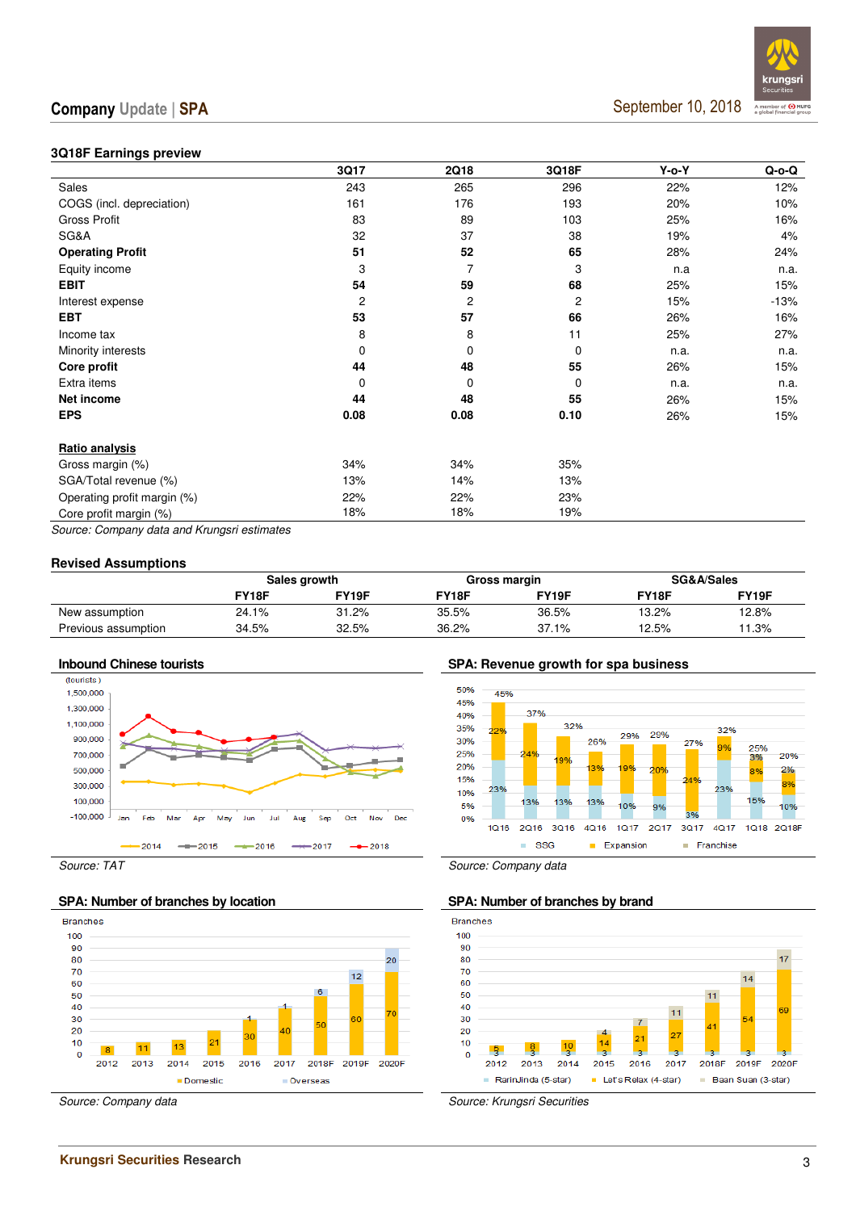### 3Q18F Earnings preview

| | 3Q17 | 2Q18 | 3Q18F | Y-o-Y | Q-o-Q |
|---|---|---|---|---|---|
| Sales | 243 | 265 | 296 | 22% | 12% |
| COGS (incl. depreciation) | 161 | 176 | 193 | 20% | 10% |
| Gross Profit | 83 | 89 | 103 | 25% | 16% |
| SG&A | 32 | 37 | 38 | 19% | 4% |
| **Operating Profit** | **51** | **52** | **65** | 28% | 24% |
| Equity income | 3 | 7 | 3 | n.a | n.a. |
| **EBIT** | **54** | **59** | **68** | 25% | 15% |
| Interest expense | 2 | 2 | 2 | 15% | -13% |
| **EBT** | **53** | **57** | **66** | 26% | 16% |
| Income tax | 8 | 8 | 11 | 25% | 27% |
| Minority interests | 0 | 0 | 0 | n.a. | n.a. |
| **Core profit** | **44** | **48** | **55** | 26% | 15% |
| Extra items | 0 | 0 | 0 | n.a. | n.a. |
| **Net income** | **44** | **48** | **55** | 26% | 15% |
| **EPS** | **0.08** | **0.08** | **0.10** | 26% | 15% |
| | | | | | |
| **Ratio analysis** | | | | | |
| Gross margin (%) | 34% | 34% | 35% | | |
| SGA/Total revenue (%) | 13% | 14% | 13% | | |
| Operating profit margin (%) | 22% | 22% | 23% | | |
| Core profit margin (%) | 18% | 18% | 19% | | |

*Source: Company data and Krungsri estimates*

### Revised Assumptions

| | Sales growth | | Gross margin | | SG&A/Sales | |
|---|---|---|---|---|---|---|
| | FY18F | FY19F | FY18F | FY19F | FY18F | FY19F |
| New assumption | 24.1% | 31.2% | 35.5% | 36.5% | 13.2% | 12.8% |
| Previous assumption | 34.5% | 32.5% | 36.2% | 37.1% | 12.5% | 11.3% |

### Inbound Chinese tourists

*Source: TAT*

### SPA: Revenue growth for spa business

*Source: Company data*

### SPA: Number of branches by location

*Source: Company data*

### SPA: Number of branches by brand

*Source: Krungsri Securities*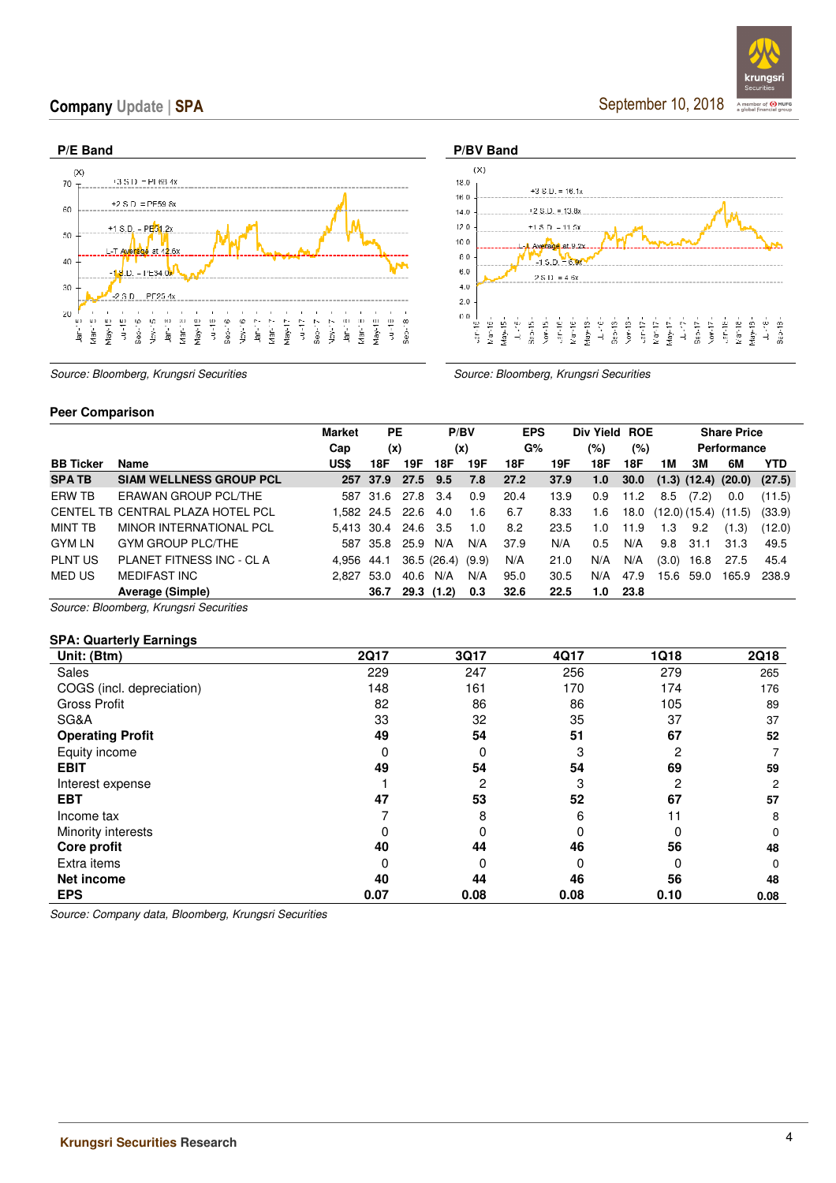### P/E Band

Source: Bloomberg, Krungsri Securities

### P/BV Band

Source: Bloomberg, Krungsri Securities

### Peer Comparison

| BB Ticker | Name | Market Cap US$ | PE (x) 18F | PE (x) 19F | P/BV (x) 18F | P/BV (x) 19F | EPS G% 18F | EPS G% 19F | Div Yield (%) 18F | ROE (%) 18F | Share Price Performance 1M | 3M | 6M | YTD |
|---|---|---|---|---|---|---|---|---|---|---|---|---|---|---|
| **SPA TB** | **SIAM WELLNESS GROUP PCL** | **257** | **37.9** | **27.5** | **9.5** | **7.8** | **27.2** | **37.9** | **1.0** | **30.0** | **(1.3)** | **(12.4)** | **(20.0)** | **(27.5)** |
| ERW TB | ERAWAN GROUP PCL/THE | 587 | 31.6 | 27.8 | 3.4 | 0.9 | 20.4 | 13.9 | 0.9 | 11.2 | 8.5 | (7.2) | 0.0 | (11.5) |
| CENTEL TB | CENTRAL PLAZA HOTEL PCL | 1,582 | 24.5 | 22.6 | 4.0 | 1.6 | 6.7 | 8.33 | 1.6 | 18.0 | (12.0) | (15.4) | (11.5) | (33.9) |
| MINT TB | MINOR INTERNATIONAL PCL | 5,413 | 30.4 | 24.6 | 3.5 | 1.0 | 8.2 | 23.5 | 1.0 | 11.9 | 1.3 | 9.2 | (1.3) | (12.0) |
| GYM LN | GYM GROUP PLC/THE | 587 | 35.8 | 25.9 | N/A | N/A | 37.9 | N/A | 0.5 | N/A | 9.8 | 31.1 | 31.3 | 49.5 |
| PLNT US | PLANET FITNESS INC - CL A | 4,956 | 44.1 | 36.5 | (26.4) | (9.9) | N/A | 21.0 | N/A | N/A | (3.0) | 16.8 | 27.5 | 45.4 |
| MED US | MEDIFAST INC | 2,827 | 53.0 | 40.6 | N/A | N/A | 95.0 | 30.5 | N/A | 47.9 | 15.6 | 59.0 | 165.9 | 238.9 |
| | **Average (Simple)** | | **36.7** | **29.3** | **(1.2)** | **0.3** | **32.6** | **22.5** | **1.0** | **23.8** | | | | |

Source: Bloomberg, Krungsri Securities

### SPA: Quarterly Earnings

| Unit: (Btm) | 2Q17 | 3Q17 | 4Q17 | 1Q18 | 2Q18 |
|---|---|---|---|---|---|
| Sales | 229 | 247 | 256 | 279 | 265 |
| COGS (incl. depreciation) | 148 | 161 | 170 | 174 | 176 |
| Gross Profit | 82 | 86 | 86 | 105 | 89 |
| SG&A | 33 | 32 | 35 | 37 | 37 |
| **Operating Profit** | **49** | **54** | **51** | **67** | **52** |
| Equity income | 0 | 0 | 3 | 2 | 7 |
| **EBIT** | **49** | **54** | **54** | **69** | **59** |
| Interest expense | 1 | 2 | 3 | 2 | 2 |
| **EBT** | **47** | **53** | **52** | **67** | **57** |
| Income tax | 7 | 8 | 6 | 11 | 8 |
| Minority interests | 0 | 0 | 0 | 0 | 0 |
| **Core profit** | **40** | **44** | **46** | **56** | **48** |
| Extra items | 0 | 0 | 0 | 0 | 0 |
| **Net income** | **40** | **44** | **46** | **56** | **48** |
| **EPS** | **0.07** | **0.08** | **0.08** | **0.10** | **0.08** |

Source: Company data, Bloomberg, Krungsri Securities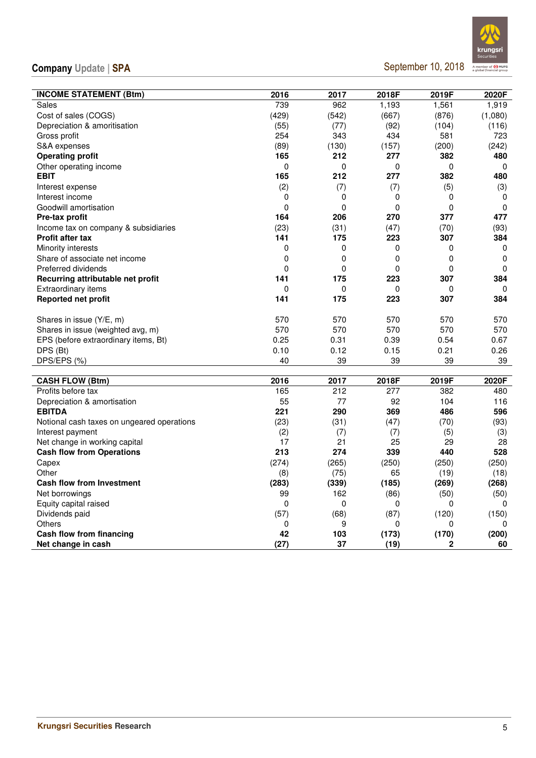| INCOME STATEMENT (Btm) | 2016 | 2017 | 2018F | 2019F | 2020F |
|---|---|---|---|---|---|
| Sales | 739 | 962 | 1,193 | 1,561 | 1,919 |
| Cost of sales (COGS) | (429) | (542) | (667) | (876) | (1,080) |
| Depreciation & amortisation | (55) | (77) | (92) | (104) | (116) |
| Gross profit | 254 | 343 | 434 | 581 | 723 |
| S&A expenses | (89) | (130) | (157) | (200) | (242) |
| **Operating profit** | **165** | **212** | **277** | **382** | **480** |
| Other operating income | 0 | 0 | 0 | 0 | 0 |
| **EBIT** | **165** | **212** | **277** | **382** | **480** |
| Interest expense | (2) | (7) | (7) | (5) | (3) |
| Interest income | 0 | 0 | 0 | 0 | 0 |
| Goodwill amortisation | 0 | 0 | 0 | 0 | 0 |
| **Pre-tax profit** | **164** | **206** | **270** | **377** | **477** |
| Income tax on company & subsidiaries | (23) | (31) | (47) | (70) | (93) |
| **Profit after tax** | **141** | **175** | **223** | **307** | **384** |
| Minority interests | 0 | 0 | 0 | 0 | 0 |
| Share of associate net income | 0 | 0 | 0 | 0 | 0 |
| Preferred dividends | 0 | 0 | 0 | 0 | 0 |
| **Recurring attributable net profit** | **141** | **175** | **223** | **307** | **384** |
| Extraordinary items | 0 | 0 | 0 | 0 | 0 |
| **Reported net profit** | **141** | **175** | **223** | **307** | **384** |
| | | | | | |
| Shares in issue (Y/E, m) | 570 | 570 | 570 | 570 | 570 |
| Shares in issue (weighted avg, m) | 570 | 570 | 570 | 570 | 570 |
| EPS (before extraordinary items, Bt) | 0.25 | 0.31 | 0.39 | 0.54 | 0.67 |
| DPS (Bt) | 0.10 | 0.12 | 0.15 | 0.21 | 0.26 |
| DPS/EPS (%) | 40 | 39 | 39 | 39 | 39 |

| CASH FLOW (Btm) | 2016 | 2017 | 2018F | 2019F | 2020F |
|---|---|---|---|---|---|
| Profits before tax | 165 | 212 | 277 | 382 | 480 |
| Depreciation & amortisation | 55 | 77 | 92 | 104 | 116 |
| **EBITDA** | **221** | **290** | **369** | **486** | **596** |
| Notional cash taxes on ungeared operations | (23) | (31) | (47) | (70) | (93) |
| Interest payment | (2) | (7) | (7) | (5) | (3) |
| Net change in working capital | 17 | 21 | 25 | 29 | 28 |
| **Cash flow from Operations** | **213** | **274** | **339** | **440** | **528** |
| Capex | (274) | (265) | (250) | (250) | (250) |
| Other | (8) | (75) | 65 | (19) | (18) |
| **Cash flow from Investment** | **(283)** | **(339)** | **(185)** | **(269)** | **(268)** |
| Net borrowings | 99 | 162 | (86) | (50) | (50) |
| Equity capital raised | 0 | 0 | 0 | 0 | 0 |
| Dividends paid | (57) | (68) | (87) | (120) | (150) |
| Others | 0 | 9 | 0 | 0 | 0 |
| **Cash flow from financing** | **42** | **103** | **(173)** | **(170)** | **(200)** |
| **Net change in cash** | **(27)** | **37** | **(19)** | **2** | **60** |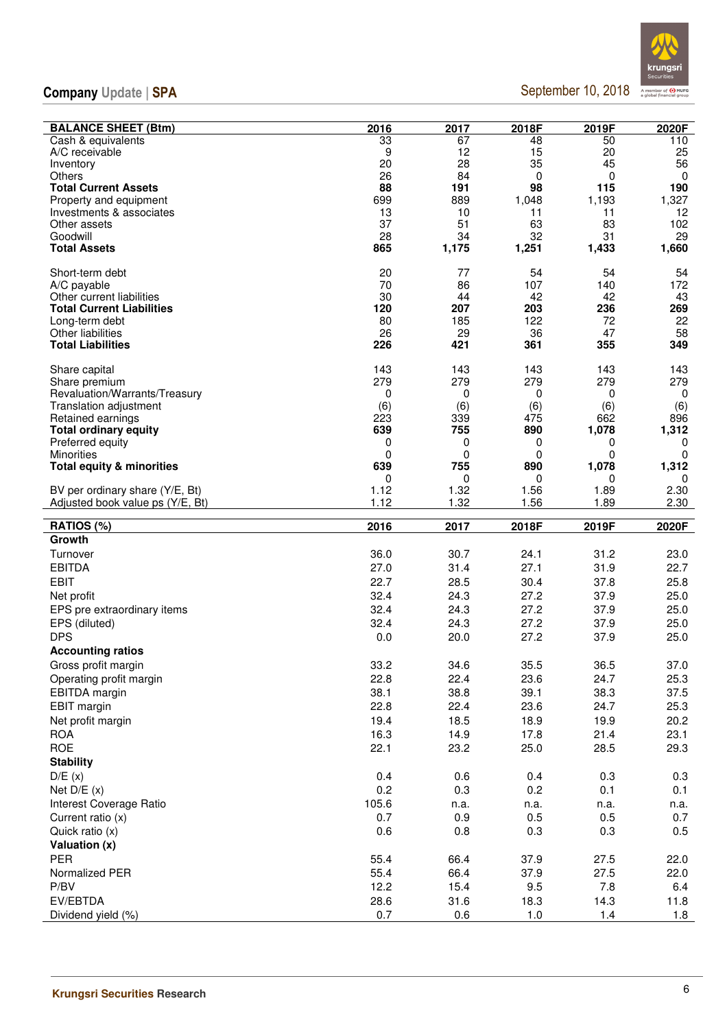| BALANCE SHEET (Btm) | 2016 | 2017 | 2018F | 2019F | 2020F |
|---|---|---|---|---|---|
| Cash & equivalents | 33 | 67 | 48 | 50 | 110 |
| A/C receivable | 9 | 12 | 15 | 20 | 25 |
| Inventory | 20 | 28 | 35 | 45 | 56 |
| Others | 26 | 84 | 0 | 0 | 0 |
| **Total Current Assets** | **88** | **191** | **98** | **115** | **190** |
| Property and equipment | 699 | 889 | 1,048 | 1,193 | 1,327 |
| Investments & associates | 13 | 10 | 11 | 11 | 12 |
| Other assets | 37 | 51 | 63 | 83 | 102 |
| Goodwill | 28 | 34 | 32 | 31 | 29 |
| **Total Assets** | **865** | **1,175** | **1,251** | **1,433** | **1,660** |
| | | | | | |
| Short-term debt | 20 | 77 | 54 | 54 | 54 |
| A/C payable | 70 | 86 | 107 | 140 | 172 |
| Other current liabilities | 30 | 44 | 42 | 42 | 43 |
| **Total Current Liabilities** | **120** | **207** | **203** | **236** | **269** |
| Long-term debt | 80 | 185 | 122 | 72 | 22 |
| Other liabilities | 26 | 29 | 36 | 47 | 58 |
| **Total Liabilities** | **226** | **421** | **361** | **355** | **349** |
| | | | | | |
| Share capital | 143 | 143 | 143 | 143 | 143 |
| Share premium | 279 | 279 | 279 | 279 | 279 |
| Revaluation/Warrants/Treasury | 0 | 0 | 0 | 0 | 0 |
| Translation adjustment | (6) | (6) | (6) | (6) | (6) |
| Retained earnings | 223 | 339 | 475 | 662 | 896 |
| **Total ordinary equity** | **639** | **755** | **890** | **1,078** | **1,312** |
| Preferred equity | 0 | 0 | 0 | 0 | 0 |
| Minorities | 0 | 0 | 0 | 0 | 0 |
| **Total equity & minorities** | **639** | **755** | **890** | **1,078** | **1,312** |
| | 0 | 0 | 0 | 0 | 0 |
| BV per ordinary share (Y/E, Bt) | 1.12 | 1.32 | 1.56 | 1.89 | 2.30 |
| Adjusted book value ps (Y/E, Bt) | 1.12 | 1.32 | 1.56 | 1.89 | 2.30 |

| RATIOS (%) | 2016 | 2017 | 2018F | 2019F | 2020F |
|---|---|---|---|---|---|
| **Growth** | | | | | |
| Turnover | 36.0 | 30.7 | 24.1 | 31.2 | 23.0 |
| EBITDA | 27.0 | 31.4 | 27.1 | 31.9 | 22.7 |
| EBIT | 22.7 | 28.5 | 30.4 | 37.8 | 25.8 |
| Net profit | 32.4 | 24.3 | 27.2 | 37.9 | 25.0 |
| EPS pre extraordinary items | 32.4 | 24.3 | 27.2 | 37.9 | 25.0 |
| EPS (diluted) | 32.4 | 24.3 | 27.2 | 37.9 | 25.0 |
| DPS | 0.0 | 20.0 | 27.2 | 37.9 | 25.0 |
| **Accounting ratios** | | | | | |
| Gross profit margin | 33.2 | 34.6 | 35.5 | 36.5 | 37.0 |
| Operating profit margin | 22.8 | 22.4 | 23.6 | 24.7 | 25.3 |
| EBITDA margin | 38.1 | 38.8 | 39.1 | 38.3 | 37.5 |
| EBIT margin | 22.8 | 22.4 | 23.6 | 24.7 | 25.3 |
| Net profit margin | 19.4 | 18.5 | 18.9 | 19.9 | 20.2 |
| ROA | 16.3 | 14.9 | 17.8 | 21.4 | 23.1 |
| ROE | 22.1 | 23.2 | 25.0 | 28.5 | 29.3 |
| **Stability** | | | | | |
| D/E (x) | 0.4 | 0.6 | 0.4 | 0.3 | 0.3 |
| Net D/E (x) | 0.2 | 0.3 | 0.2 | 0.1 | 0.1 |
| Interest Coverage Ratio | 105.6 | n.a. | n.a. | n.a. | n.a. |
| Current ratio (x) | 0.7 | 0.9 | 0.5 | 0.5 | 0.7 |
| Quick ratio (x) | 0.6 | 0.8 | 0.3 | 0.3 | 0.5 |
| **Valuation (x)** | | | | | |
| PER | 55.4 | 66.4 | 37.9 | 27.5 | 22.0 |
| Normalized PER | 55.4 | 66.4 | 37.9 | 27.5 | 22.0 |
| P/BV | 12.2 | 15.4 | 9.5 | 7.8 | 6.4 |
| EV/EBTDA | 28.6 | 31.6 | 18.3 | 14.3 | 11.8 |
| Dividend yield (%) | 0.7 | 0.6 | 1.0 | 1.4 | 1.8 |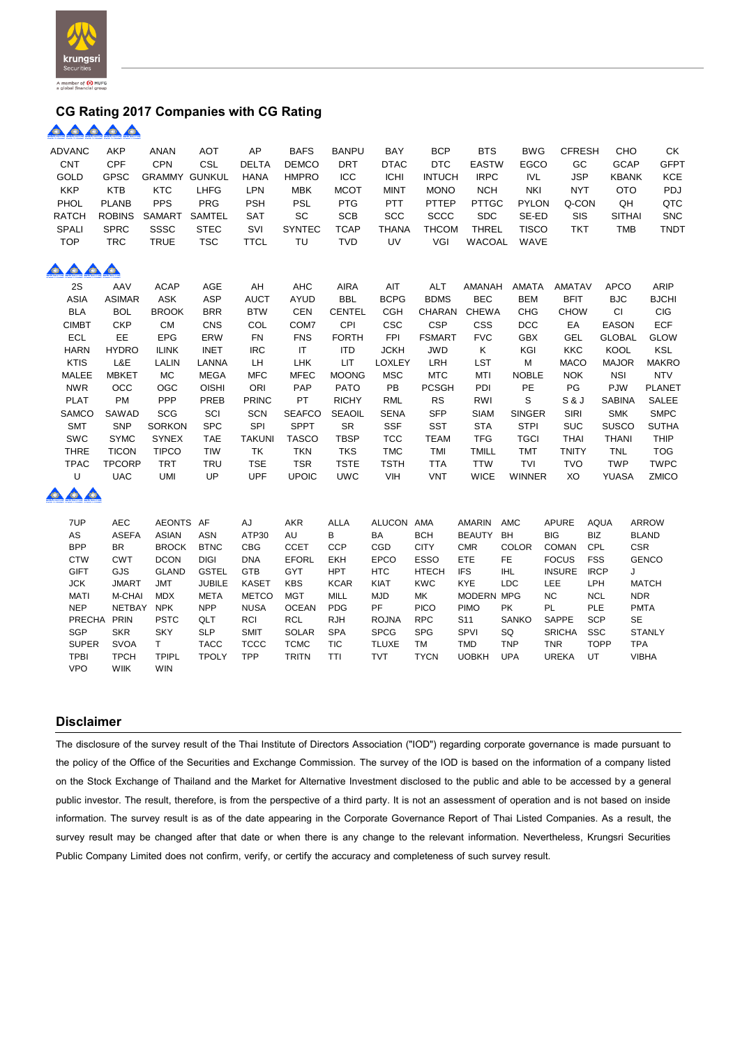## CG Rating 2017 Companies with CG Rating

**5 stars**

| | | | | | | | | | | | | | |
|---|---|---|---|---|---|---|---|---|---|---|---|---|---|
| ADVANC | AKP | ANAN | AOT | AP | BAFS | BANPU | BAY | BCP | BTS | BWG | CFRESH | CHO | CK |
| CNT | CPF | CPN | CSL | DELTA | DEMCO | DRT | DTAC | DTC | EASTW | EGCO | GC | GCAP | GFPT |
| GOLD | GPSC | GRAMMY | GUNKUL | HANA | HMPRO | ICC | ICHI | INTUCH | IRPC | IVL | JSP | KBANK | KCE |
| KKP | KTB | KTC | LHFG | LPN | MBK | MCOT | MINT | MONO | NCH | NKI | NYT | OTO | PDJ |
| PHOL | PLANB | PPS | PRG | PSH | PSL | PTG | PTT | PTTEP | PTTGC | PYLON | Q-CON | QH | QTC |
| RATCH | ROBINS | SAMART | SAMTEL | SAT | SC | SCB | SCC | SCCC | SDC | SE-ED | SIS | SITHAI | SNC |
| SPALI | SPRC | SSSC | STEC | SVI | SYNTEC | TCAP | THANA | THCOM | THREL | TISCO | TKT | TMB | TNDT |
| TOP | TRC | TRUE | TSC | TTCL | TU | TVD | UV | VGI | WACOAL | WAVE | | | |

**4 stars**

| | | | | | | | | | | | | | |
|---|---|---|---|---|---|---|---|---|---|---|---|---|---|
| 2S | AAV | ACAP | AGE | AH | AHC | AIRA | AIT | ALT | AMANAH | AMATA | AMATAV | APCO | ARIP |
| ASIA | ASIMAR | ASK | ASP | AUCT | AYUD | BBL | BCPG | BDMS | BEC | BEM | BFIT | BJC | BJCHI |
| BLA | BOL | BROOK | BRR | BTW | CEN | CENTEL | CGH | CHARAN | CHEWA | CHG | CHOW | CI | CIG |
| CIMBT | CKP | CM | CNS | COL | COM7 | CPI | CSC | CSP | CSS | DCC | EA | EASON | ECF |
| ECL | EE | EPG | ERW | FN | FNS | FORTH | FPI | FSMART | FVC | GBX | GEL | GLOBAL | GLOW |
| HARN | HYDRO | ILINK | INET | IRC | IT | ITD | JCKH | JWD | K | KGI | KKC | KOOL | KSL |
| KTIS | L&E | LALIN | LANNA | LH | LHK | LIT | LOXLEY | LRH | LST | M | MACO | MAJOR | MAKRO |
| MALEE | MBKET | MC | MEGA | MFC | MFEC | MOONG | MSC | MTC | MTI | NOBLE | NOK | NSI | NTV |
| NWR | OCC | OGC | OISHI | ORI | PAP | PATO | PB | PCSGH | PDI | PE | PG | PJW | PLANET |
| PLAT | PM | PPP | PREB | PRINC | PT | RICHY | RML | RS | RWI | S | S & J | SABINA | SALEE |
| SAMCO | SAWAD | SCG | SCI | SCN | SEAFCO | SEAOIL | SENA | SFP | SIAM | SINGER | SIRI | SMK | SMPC |
| SMT | SNP | SORKON | SPC | SPI | SPPT | SR | SSF | SST | STA | STPI | SUC | SUSCO | SUTHA |
| SWC | SYMC | SYNEX | TAE | TAKUNI | TASCO | TBSP | TCC | TEAM | TFG | TGCI | THAI | THANI | THIP |
| THRE | TICON | TIPCO | TIW | TK | TKN | TKS | TMC | TMI | TMILL | TMT | TNITY | TNL | TOG |
| TPAC | TPCORP | TRT | TRU | TSE | TSR | TSTE | TSTH | TTA | TTW | TVI | TVO | TWP | TWPC |
| U | UAC | UMI | UP | UPF | UPOIC | UWC | VIH | VNT | WICE | WINNER | XO | YUASA | ZMICO |

**3 stars**

| | | | | | | | | | | | | | |
|---|---|---|---|---|---|---|---|---|---|---|---|---|---|
| 7UP | AEC | AEONTS | AF | AJ | AKR | ALLA | ALUCON | AMA | AMARIN | AMC | APURE | AQUA | ARROW |
| AS | ASEFA | ASIAN | ASN | ATP30 | AU | B | BA | BCH | BEAUTY | BH | BIG | BIZ | BLAND |
| BPP | BR | BROCK | BTNC | CBG | CCET | CCP | CGD | CITY | CMR | COLOR | COMAN | CPL | CSR |
| CTW | CWT | DCON | DIGI | DNA | EFORL | EKH | EPCO | ESSO | ETE | FE | FOCUS | FSS | GENCO |
| GIFT | GJS | GLAND | GSTEL | GTB | GYT | HPT | HTC | HTECH | IFS | IHL | INSURE | IRCP | J |
| JCK | JMART | JMT | JUBILE | KASET | KBS | KCAR | KIAT | KWC | KYE | LDC | LEE | LPH | MATCH |
| MATI | M-CHAI | MDX | META | METCO | MGT | MILL | MJD | MK | MODERN | MPG | NC | NCL | NDR |
| NEP | NETBAY | NPK | NPP | NUSA | OCEAN | PDG | PF | PICO | PIMO | PK | PL | PLE | PMTA |
| PRECHA | PRIN | PSTC | QLT | RCI | RCL | RJH | ROJNA | RPC | S11 | SANKO | SAPPE | SCP | SE |
| SGP | SKR | SKY | SLP | SMIT | SOLAR | SPA | SPCG | SPG | SPVI | SQ | SRICHA | SSC | STANLY |
| SUPER | SVOA | T | TACC | TCCC | TCMC | TIC | TLUXE | TM | TMD | TNP | TNR | TOPP | TPA |
| TPBI | TPCH | TPIPL | TPOLY | TPP | TRITN | TTI | TVT | TYCN | UOBKH | UPA | UREKA | UT | VIBHA |
| VPO | WIIK | WIN | | | | | | | | | | | |

## Disclaimer

The disclosure of the survey result of the Thai Institute of Directors Association ("IOD") regarding corporate governance is made pursuant to the policy of the Office of the Securities and Exchange Commission. The survey of the IOD is based on the information of a company listed on the Stock Exchange of Thailand and the Market for Alternative Investment disclosed to the public and able to be accessed by a general public investor. The result, therefore, is from the perspective of a third party. It is not an assessment of operation and is not based on inside information. The survey result is as of the date appearing in the Corporate Governance Report of Thai Listed Companies. As a result, the survey result may be changed after that date or when there is any change to the relevant information. Nevertheless, Krungsri Securities Public Company Limited does not confirm, verify, or certify the accuracy and completeness of such survey result.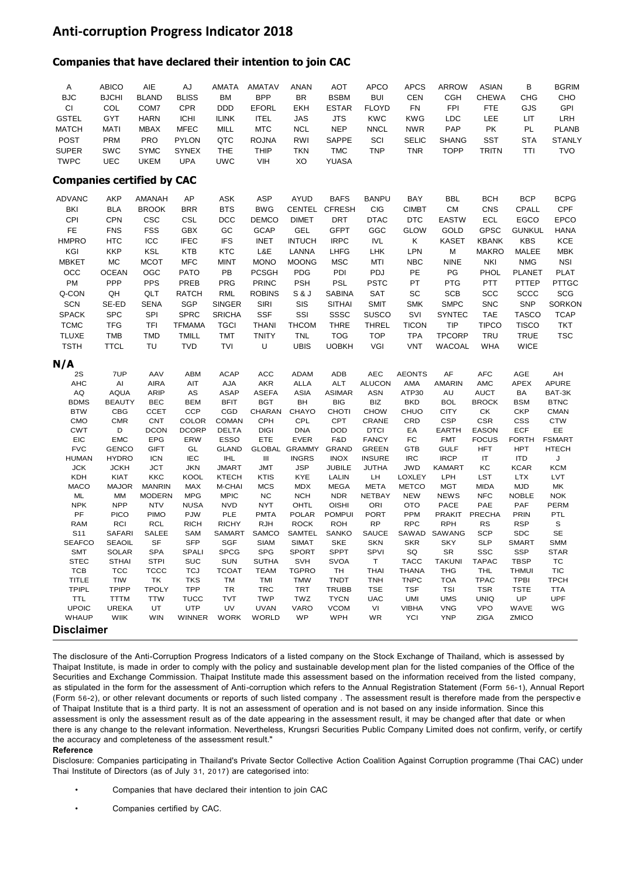## Anti-corruption Progress Indicator 2018

### Companies that have declared their intention to join CAC

| | | | | | | | | | | | | | |
|---|---|---|---|---|---|---|---|---|---|---|---|---|---|
| A | ABICO | AIE | AJ | AMATA | AMATAV | ANAN | AOT | APCO | APCS | ARROW | ASIAN | B | BGRIM |
| BJC | BJCHI | BLAND | BLISS | BM | BPP | BR | BSBM | BUI | CEN | CGH | CHEWA | CHG | CHO |
| CI | COL | COM7 | CPR | DDD | EFORL | EKH | ESTAR | FLOYD | FN | FPI | FTE | GJS | GPI |
| GSTEL | GYT | HARN | ICHI | ILINK | ITEL | JAS | JTS | KWC | KWG | LDC | LEE | LIT | LRH |
| MATCH | MATI | MBAX | MFEC | MILL | MTC | NCL | NEP | NNCL | NWR | PAP | PK | PL | PLANB |
| POST | PRM | PRO | PYLON | QTC | ROJNA | RWI | SAPPE | SCI | SELIC | SHANG | SST | STA | STANLY |
| SUPER | SWC | SYMC | SYNEX | THE | THIP | TKN | TMC | TNP | TNR | TOPP | TRITN | TTI | TVO |
| TWPC | UEC | UKEM | UPA | UWC | VIH | XO | YUASA | | | | | | |

### Companies certified by CAC

| | | | | | | | | | | | | | |
|---|---|---|---|---|---|---|---|---|---|---|---|---|---|
| ADVANC | AKP | AMANAH | AP | ASK | ASP | AYUD | BAFS | BANPU | BAY | BBL | BCH | BCP | BCPG |
| BKI | BLA | BROOK | BRR | BTS | BWG | CENTEL | CFRESH | CIG | CIMBT | CM | CNS | CPALL | CPF |
| CPI | CPN | CSC | CSL | DCC | DEMCO | DIMET | DRT | DTAC | DTC | EASTW | ECL | EGCO | EPCO |
| FE | FNS | FSS | GBX | GC | GCAP | GEL | GFPT | GGC | GLOW | GOLD | GPSC | GUNKUL | HANA |
| HMPRO | HTC | ICC | IFEC | IFS | INET | INTUCH | IRPC | IVL | K | KASET | KBANK | KBS | KCE |
| KGI | KKP | KSL | KTB | KTC | L&E | LANNA | LHFG | LHK | LPN | M | MAKRO | MALEE | MBK |
| MBKET | MC | MCOT | MFC | MINT | MONO | MOONG | MSC | MTI | NBC | NINE | NKI | NMG | NSI |
| OCC | OCEAN | OGC | PATO | PB | PCSGH | PDG | PDI | PDJ | PE | PG | PHOL | PLANET | PLAT |
| PM | PPP | PPS | PREB | PRG | PRINC | PSH | PSL | PSTC | PT | PTG | PTT | PTTEP | PTTGC |
| Q-CON | QH | QLT | RATCH | RML | ROBINS | S & J | SABINA | SAT | SC | SCB | SCC | SCCC | SCG |
| SCN | SE-ED | SENA | SGP | SINGER | SIRI | SIS | SITHAI | SMIT | SMK | SMPC | SNC | SNP | SORKON |
| SPACK | SPC | SPI | SPRC | SRICHA | SSF | SSI | SSSC | SUSCO | SVI | SYNTEC | TAE | TASCO | TCAP |
| TCMC | TFG | TFI | TFMAMA | TGCI | THANI | THCOM | THRE | THREL | TICON | TIP | TIPCO | TISCO | TKT |
| TLUXE | TMB | TMD | TMILL | TMT | TNITY | TNL | TOG | TOP | TPA | TPCORP | TRU | TRUE | TSC |
| TSTH | TTCL | TU | TVD | TVI | U | UBIS | UOBKH | VGI | VNT | WACOAL | WHA | WICE | |

### N/A

| | | | | | | | | | | | | | |
|---|---|---|---|---|---|---|---|---|---|---|---|---|---|
| 2S | 7UP | AAV | ABM | ACAP | ACC | ADAM | ADB | AEC | AEONTS | AF | AFC | AGE | AH |
| AHC | AI | AIRA | AIT | AJA | AKR | ALLA | ALT | ALUCON | AMA | AMARIN | AMC | APEX | APURE |
| AQ | AQUA | ARIP | AS | ASAP | ASEFA | ASIA | ASIMAR | ASN | ATP30 | AU | AUCT | BA | BAT-3K |
| BDMS | BEAUTY | BEC | BEM | BFIT | BGT | BH | BIG | BIZ | BKD | BOL | BROCK | BSM | BTNC |
| BTW | CBG | CCET | CCP | CGD | CHARAN | CHAYO | CHOTI | CHOW | CHUO | CITY | CK | CKP | CMAN |
| CMO | CMR | CNT | COLOR | COMAN | CPH | CPL | CPT | CRANE | CRD | CSP | CSR | CSS | CTW |
| CWT | D | DCON | DCORP | DELTA | DIGI | DNA | DOD | DTCI | EA | EARTH | EASON | ECF | EE |
| EIC | EMC | EPG | ERW | ESSO | ETE | EVER | F&D | FANCY | FC | FMT | FOCUS | FORTH | FSMART |
| FVC | GENCO | GIFT | GL | GLAND | GLOBAL | GRAMMY | GRAND | GREEN | GTB | GULF | HFT | HPT | HTECH |
| HUMAN | HYDRO | ICN | IEC | IHL | III | INGRS | INOX | INSURE | IRC | IRCP | IT | ITD | J |
| JCK | JCKH | JCT | JKN | JMART | JMT | JSP | JUBILE | JUTHA | JWD | KAMART | KC | KCAR | KCM |
| KDH | KIAT | KKC | KOOL | KTECH | KTIS | KYE | LALIN | LH | LOXLEY | LPH | LST | LTX | LVT |
| MACO | MAJOR | MANRIN | MAX | M-CHAI | MCS | MDX | MEGA | META | METCO | MGT | MIDA | MJD | MK |
| ML | MM | MODERN | MPG | MPIC | NC | NCH | NDR | NETBAY | NEW | NEWS | NFC | NOBLE | NOK |
| NPK | NPP | NTV | NUSA | NVD | NYT | OHTL | OISHI | ORI | OTO | PACE | PAE | PAF | PERM |
| PF | PICO | PIMO | PJW | PLE | PMTA | POLAR | POMPUI | PORT | PPM | PRAKIT | PRECHA | PRIN | PTL |
| RAM | RCI | RCL | RICH | RICHY | RJH | ROCK | ROH | RP | RPC | RPH | RS | RSP | S |
| S11 | SAFARI | SALEE | SAM | SAMART | SAMCO | SAMTEL | SANKO | SAUCE | SAWAD | SAWANG | SCP | SDC | SE |
| SEAFCO | SEAOIL | SF | SFP | SGF | SIAM | SIMAT | SKE | SKN | SKR | SKY | SLP | SMART | SMM |
| SMT | SOLAR | SPA | SPALI | SPCG | SPG | SPORT | SPPT | SPVI | SQ | SR | SSC | SSP | STAR |
| STEC | STHAI | STPI | SUC | SUN | SUTHA | SVH | SVOA | T | TACC | TAKUNI | TAPAC | TBSP | TC |
| TCB | TCC | TCCC | TCJ | TCOAT | TEAM | TGPRO | TH | THAI | THANA | THG | THL | THMUI | TIC |
| TITLE | TIW | TK | TKS | TM | TMI | TMW | TNDT | TNH | TNPC | TOA | TPAC | TPBI | TPCH |
| TPIPL | TPIPP | TPOLY | TPP | TR | TRC | TRT | TRUBB | TSE | TSF | TSI | TSR | TSTE | TTA |
| TTL | TTTM | TTW | TUCC | TVT | TWP | TWZ | TYCN | UAC | UMI | UMS | UNIQ | UP | UPF |
| UPOIC | UREKA | UT | UTP | UV | UVAN | VARO | VCOM | VI | VIBHA | VNG | VPO | WAVE | WG |
| WHAUP | WIIK | WIN | WINNER | WORK | WORLD | WP | WPH | WR | YCI | YNP | ZIGA | ZMICO | |

### Disclaimer

The disclosure of the Anti-Corruption Progress Indicators of a listed company on the Stock Exchange of Thailand, which is assessed by Thaipat Institute, is made in order to comply with the policy and sustainable development plan for the listed companies of the Office of the Securities and Exchange Commission. Thaipat Institute made this assessment based on the information received from the listed company, as stipulated in the form for the assessment of Anti-corruption which refers to the Annual Registration Statement (Form 56-1), Annual Report (Form 56-2), or other relevant documents or reports of such listed company . The assessment result is therefore made from the perspective of Thaipat Institute that is a third party. It is not an assessment of operation and is not based on any inside information. Since this assessment is only the assessment result as of the date appearing in the assessment result, it may be changed after that date or when there is any change to the relevant information. Nevertheless, Krungsri Securities Public Company Limited does not confirm, verify, or certify the accuracy and completeness of the assessment result."

**Reference**

Disclosure: Companies participating in Thailand's Private Sector Collective Action Coalition Against Corruption programme (Thai CAC) under Thai Institute of Directors (as of July 31, 2017) are categorised into:

- Companies that have declared their intention to join CAC
- Companies certified by CAC.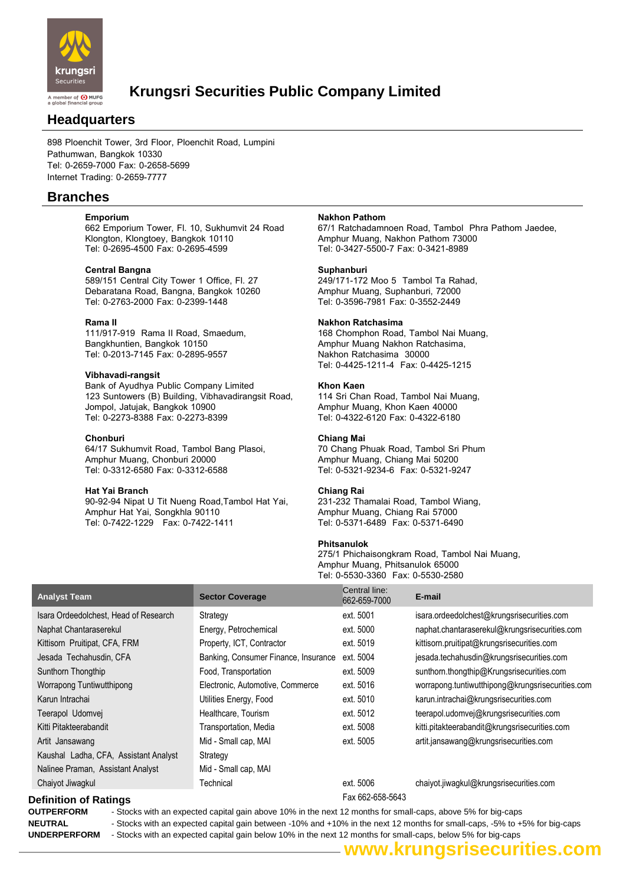# Krungsri Securities Public Company Limited

## Headquarters

898 Ploenchit Tower, 3rd Floor, Ploenchit Road, Lumpini
Pathumwan, Bangkok 10330
Tel: 0-2659-7000 Fax: 0-2658-5699
Internet Trading: 0-2659-7777

## Branches

**Emporium**
662 Emporium Tower, Fl. 10, Sukhumvit 24 Road
Klongton, Klongtoey, Bangkok 10110
Tel: 0-2695-4500 Fax: 0-2695-4599

**Central Bangna**
589/151 Central City Tower 1 Office, Fl. 27
Debaratana Road, Bangna, Bangkok 10260
Tel: 0-2763-2000 Fax: 0-2399-1448

**Rama II**
111/917-919 Rama II Road, Smaedum,
Bangkhuntien, Bangkok 10150
Tel: 0-2013-7145 Fax: 0-2895-9557

**Vibhavadi-rangsit**
Bank of Ayudhya Public Company Limited
123 Suntowers (B) Building, Vibhavadirangsit Road,
Jompol, Jatujak, Bangkok 10900
Tel: 0-2273-8388 Fax: 0-2273-8399

**Chonburi**
64/17 Sukhumvit Road, Tambol Bang Plasoi,
Amphur Muang, Chonburi 20000
Tel: 0-3312-6580 Fax: 0-3312-6588

**Hat Yai Branch**
90-92-94 Nipat U Tit Nueng Road,Tambol Hat Yai,
Amphur Hat Yai, Songkhla 90110
Tel: 0-7422-1229 Fax: 0-7422-1411

**Nakhon Pathom**
67/1 Ratchadamnoen Road, Tambol Phra Pathom Jaedee,
Amphur Muang, Nakhon Pathom 73000
Tel: 0-3427-5500-7 Fax: 0-3421-8989

**Suphanburi**
249/171-172 Moo 5 Tambol Ta Rahad,
Amphur Muang, Suphanburi, 72000
Tel: 0-3596-7981 Fax: 0-3552-2449

**Nakhon Ratchasima**
168 Chomphon Road, Tambol Nai Muang,
Amphur Muang Nakhon Ratchasima,
Nakhon Ratchasima 30000
Tel: 0-4425-1211-4 Fax: 0-4425-1215

**Khon Kaen**
114 Sri Chan Road, Tambol Nai Muang,
Amphur Muang, Khon Kaen 40000
Tel: 0-4322-6120 Fax: 0-4322-6180

**Chiang Mai**
70 Chang Phuak Road, Tambol Sri Phum
Amphur Muang, Chiang Mai 50200
Tel: 0-5321-9234-6 Fax: 0-5321-9247

**Chiang Rai**
231-232 Thamalai Road, Tambol Wiang,
Amphur Muang, Chiang Rai 57000
Tel: 0-5371-6489 Fax: 0-5371-6490

**Phitsanulok**
275/1 Phichaisongkram Road, Tambol Nai Muang,
Amphur Muang, Phitsanulok 65000
Tel: 0-5530-3360 Fax: 0-5530-2580

| Analyst Team | Sector Coverage | Central line: 662-659-7000 | E-mail |
|---|---|---|---|
| Isara Ordeedolchest, Head of Research | Strategy | ext. 5001 | isara.ordeedolchest@krungsrisecurities.com |
| Naphat Chantaraserekul | Energy, Petrochemical | ext. 5000 | naphat.chantaraserekul@krungsrisecurities.com |
| Kittisorn Pruitipat, CFA, FRM | Property, ICT, Contractor | ext. 5019 | kittisorn.pruitipat@krungsrisecurities.com |
| Jesada Techahusdin, CFA | Banking, Consumer Finance, Insurance | ext. 5004 | jesada.techahusdin@krungsrisecurities.com |
| Sunthorn Thongthip | Food, Transportation | ext. 5009 | sunthorn.thongthip@Krungsrisecurities.com |
| Worrapong Tuntiwutthipong | Electronic, Automotive, Commerce | ext. 5016 | worrapong.tuntiwutthipong@krungsrisecurities.com |
| Karun Intrachai | Utilities Energy, Food | ext. 5010 | karun.intrachai@krungsrisecurities.com |
| Teerapol Udomvej | Healthcare, Tourism | ext. 5012 | teerapol.udomvej@krungsrisecurities.com |
| Kitti Pitakteerabandit | Transportation, Media | ext. 5008 | kitti.pitakteerabandit@krungsrisecurities.com |
| Artit Jansawang | Mid - Small cap, MAI | ext. 5005 | artit.jansawang@krungsrisecurities.com |
| Kaushal Ladha, CFA, Assistant Analyst | Strategy | | |
| Nalinee Praman, Assistant Analyst | Mid - Small cap, MAI | | |
| Chaiyot Jiwagkul | Technical | ext. 5006 | chaiyot.jiwagkul@krungsrisecurities.com |
| | | Fax 662-658-5643 | |

## Definition of Ratings

**OUTPERFORM** - Stocks with an expected capital gain above 10% in the next 12 months for small-caps, above 5% for big-caps

**NEUTRAL** - Stocks with an expected capital gain between -10% and +10% in the next 12 months for small-caps, -5% to +5% for big-caps

**UNDERPERFORM** - Stocks with an expected capital gain below 10% in the next 12 months for small-caps, below 5% for big-caps

www.krungsrisecurities.com